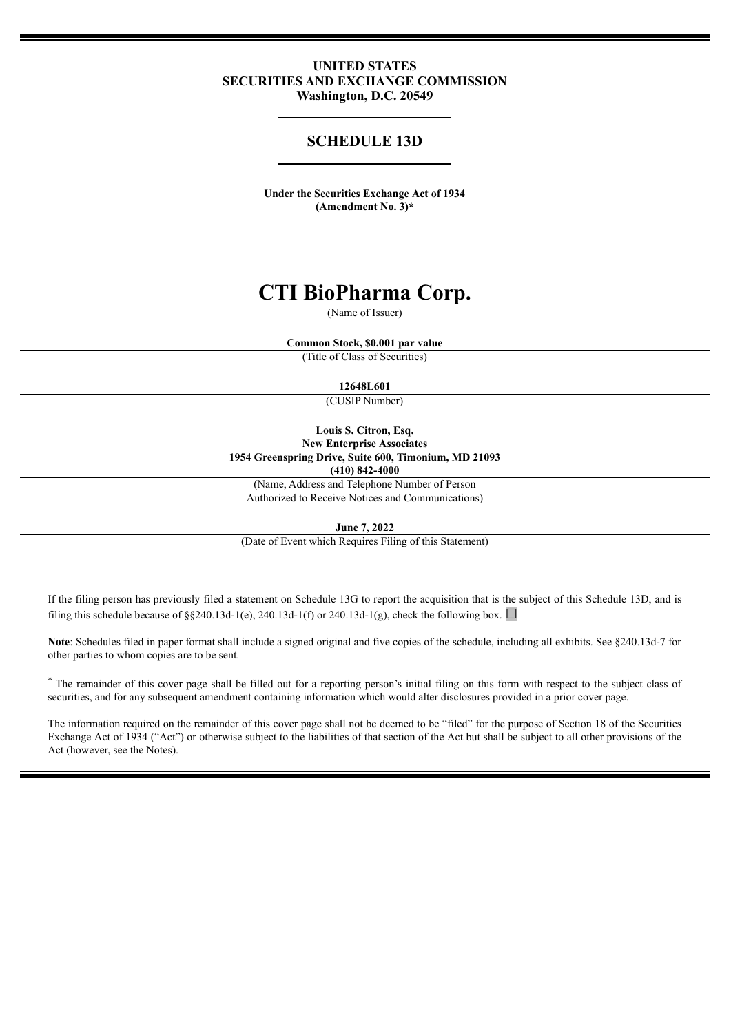**UNITED STATES**
**SECURITIES AND EXCHANGE COMMISSION**
**Washington, D.C. 20549**

## SCHEDULE 13D

**Under the Securities Exchange Act of 1934**
**(Amendment No. 3)***

# CTI BioPharma Corp.

(Name of Issuer)

**Common Stock, $0.001 par value**

(Title of Class of Securities)

**12648L601**

(CUSIP Number)

**Louis S. Citron, Esq.**
**New Enterprise Associates**
**1954 Greenspring Drive, Suite 600, Timonium, MD 21093**
**(410) 842-4000**

(Name, Address and Telephone Number of Person Authorized to Receive Notices and Communications)

**June 7, 2022**

(Date of Event which Requires Filing of this Statement)

If the filing person has previously filed a statement on Schedule 13G to report the acquisition that is the subject of this Schedule 13D, and is filing this schedule because of §§240.13d-1(e), 240.13d-1(f) or 240.13d-1(g), check the following box. ☐

**Note**: Schedules filed in paper format shall include a signed original and five copies of the schedule, including all exhibits. See §240.13d-7 for other parties to whom copies are to be sent.

* The remainder of this cover page shall be filled out for a reporting person's initial filing on this form with respect to the subject class of securities, and for any subsequent amendment containing information which would alter disclosures provided in a prior cover page.

The information required on the remainder of this cover page shall not be deemed to be "filed" for the purpose of Section 18 of the Securities Exchange Act of 1934 ("Act") or otherwise subject to the liabilities of that section of the Act but shall be subject to all other provisions of the Act (however, see the Notes).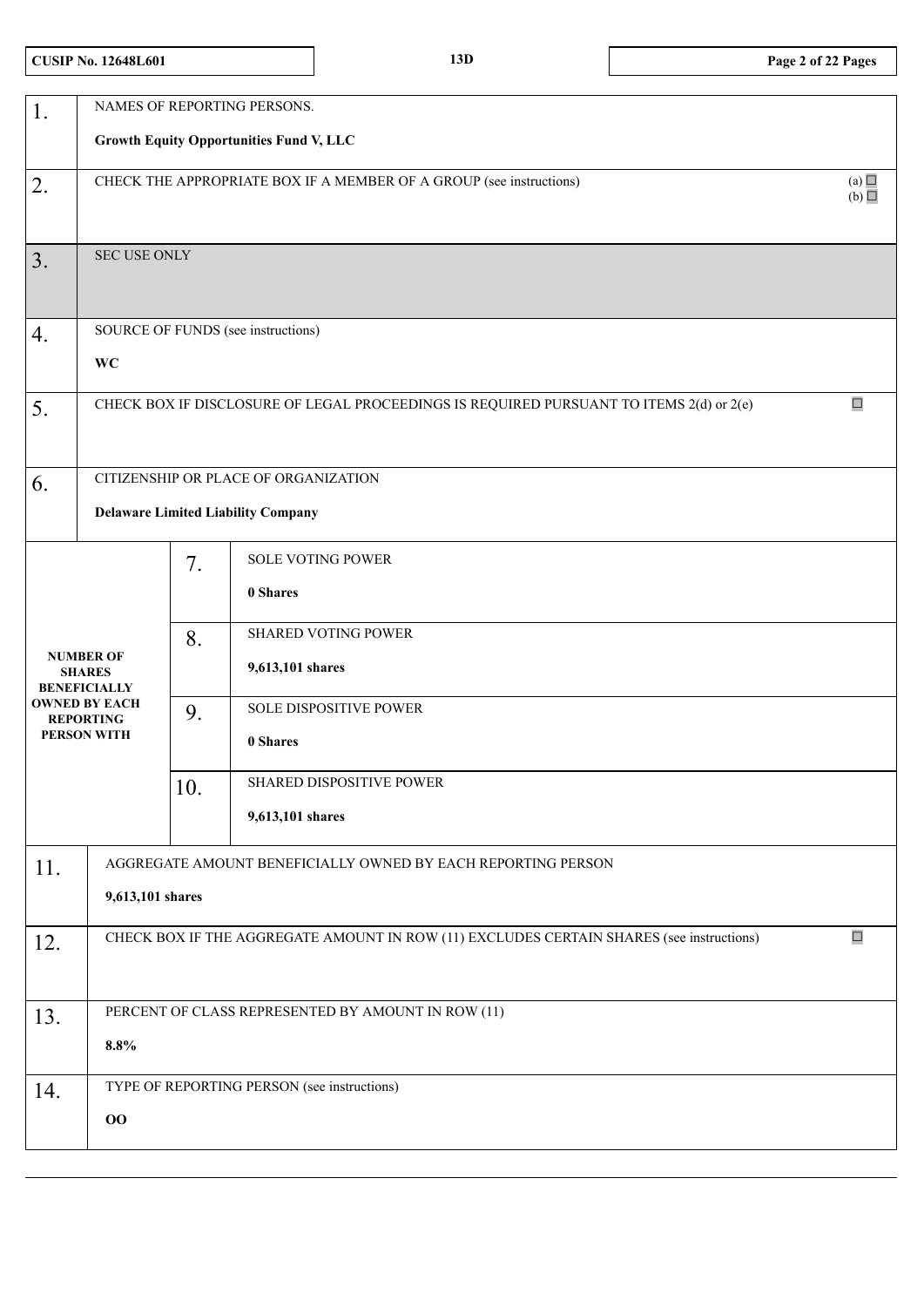| CUSIP No. 12648L601 | 13D | |
|---|---|---|

| | | | |
|---|---|---|---|
| 1. | NAMES OF REPORTING PERSONS.<br><br>**Growth Equity Opportunities Fund V, LLC** | | |
| 2. | CHECK THE APPROPRIATE BOX IF A MEMBER OF A GROUP (see instructions) (a) ☐ (b) ☐ | | |
| 3. | SEC USE ONLY | | |
| 4. | SOURCE OF FUNDS (see instructions)<br><br>**WC** | | |
| 5. | CHECK BOX IF DISCLOSURE OF LEGAL PROCEEDINGS IS REQUIRED PURSUANT TO ITEMS 2(d) or 2(e) ☐ | | |
| 6. | CITIZENSHIP OR PLACE OF ORGANIZATION<br><br>**Delaware Limited Liability Company** | | |
| **NUMBER OF SHARES BENEFICIALLY OWNED BY EACH REPORTING PERSON WITH** | 7. | SOLE VOTING POWER<br><br>**0 Shares** | |
| | 8. | SHARED VOTING POWER<br><br>**9,613,101 shares** | |
| | 9. | SOLE DISPOSITIVE POWER<br><br>**0 Shares** | |
| | 10. | SHARED DISPOSITIVE POWER<br><br>**9,613,101 shares** | |
| 11. | AGGREGATE AMOUNT BENEFICIALLY OWNED BY EACH REPORTING PERSON<br><br>**9,613,101 shares** | | |
| 12. | CHECK BOX IF THE AGGREGATE AMOUNT IN ROW (11) EXCLUDES CERTAIN SHARES (see instructions) ☐ | | |
| 13. | PERCENT OF CLASS REPRESENTED BY AMOUNT IN ROW (11)<br><br>**8.8%** | | |
| 14. | TYPE OF REPORTING PERSON (see instructions)<br><br>**OO** | | |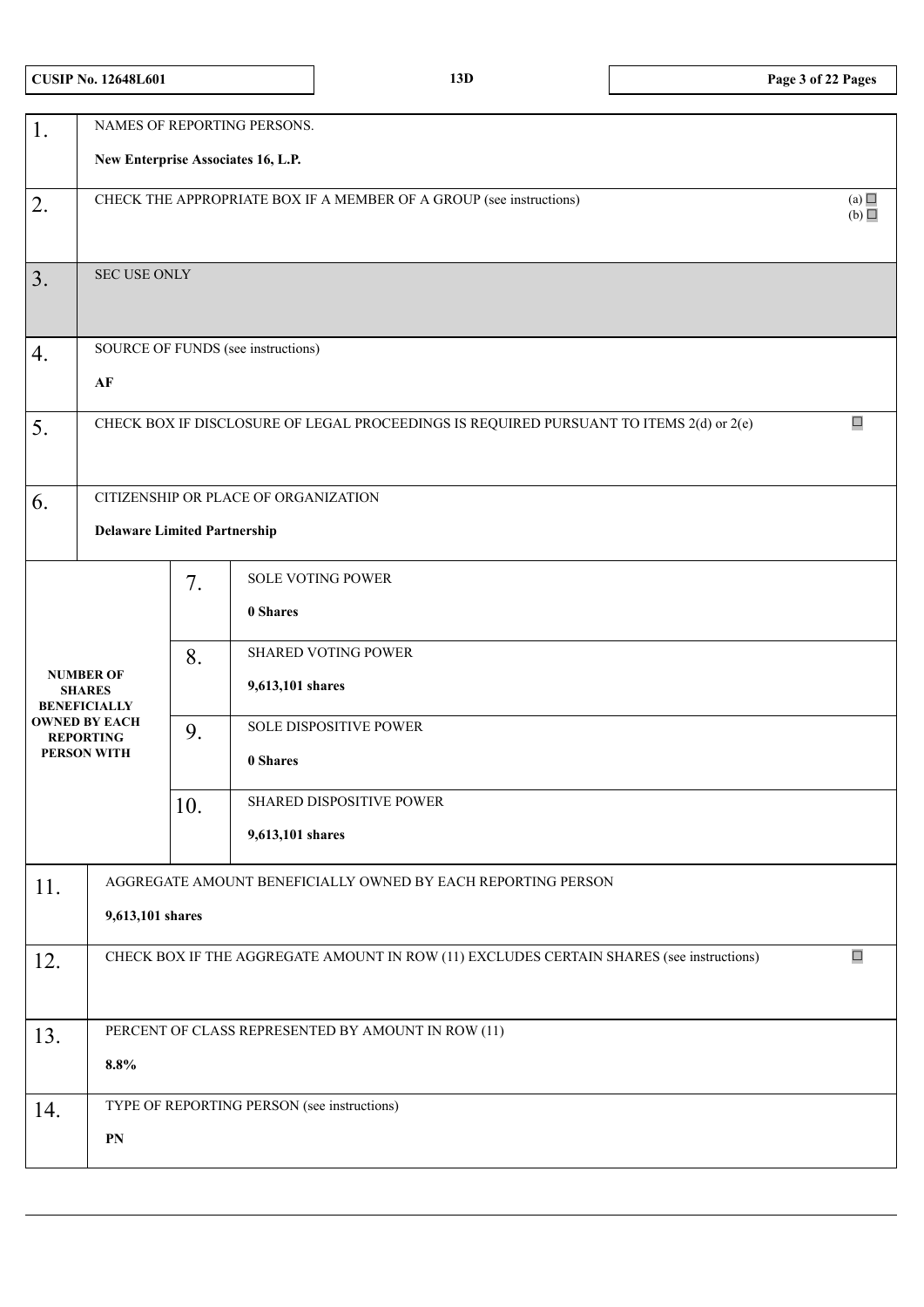| | | | |
|---|---|---|---|
| 1. | NAMES OF REPORTING PERSONS.<br><br>**New Enterprise Associates 16, L.P.** | | |
| 2. | CHECK THE APPROPRIATE BOX IF A MEMBER OF A GROUP (see instructions) | | (a) ☐<br>(b) ☐ |
| 3. | SEC USE ONLY | | |
| 4. | SOURCE OF FUNDS (see instructions)<br><br>**AF** | | |
| 5. | CHECK BOX IF DISCLOSURE OF LEGAL PROCEEDINGS IS REQUIRED PURSUANT TO ITEMS 2(d) or 2(e) | | ☐ |
| 6. | CITIZENSHIP OR PLACE OF ORGANIZATION<br><br>**Delaware Limited Partnership** | | |
| **NUMBER OF SHARES BENEFICIALLY OWNED BY EACH REPORTING PERSON WITH** | 7. | SOLE VOTING POWER<br><br>**0 Shares** | |
| | 8. | SHARED VOTING POWER<br><br>**9,613,101 shares** | |
| | 9. | SOLE DISPOSITIVE POWER<br><br>**0 Shares** | |
| | 10. | SHARED DISPOSITIVE POWER<br><br>**9,613,101 shares** | |
| 11. | AGGREGATE AMOUNT BENEFICIALLY OWNED BY EACH REPORTING PERSON<br><br>**9,613,101 shares** | | |
| 12. | CHECK BOX IF THE AGGREGATE AMOUNT IN ROW (11) EXCLUDES CERTAIN SHARES (see instructions) | | ☐ |
| 13. | PERCENT OF CLASS REPRESENTED BY AMOUNT IN ROW (11)<br><br>**8.8%** | | |
| 14. | TYPE OF REPORTING PERSON (see instructions)<br><br>**PN** | | |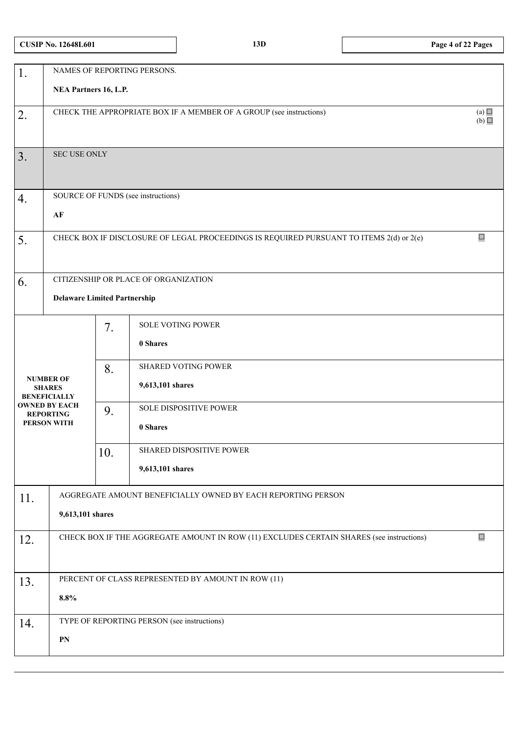| CUSIP No. 12648L601 | 13D | |
|---|---|---|

| | | | |
|---|---|---|---|
| 1. | NAMES OF REPORTING PERSONS.<br><br>**NEA Partners 16, L.P.** | | |
| 2. | CHECK THE APPROPRIATE BOX IF A MEMBER OF A GROUP (see instructions) (a) ☐ (b) ☐ | | |
| 3. | SEC USE ONLY | | |
| 4. | SOURCE OF FUNDS (see instructions)<br><br>**AF** | | |
| 5. | CHECK BOX IF DISCLOSURE OF LEGAL PROCEEDINGS IS REQUIRED PURSUANT TO ITEMS 2(d) or 2(e) ☐ | | |
| 6. | CITIZENSHIP OR PLACE OF ORGANIZATION<br><br>**Delaware Limited Partnership** | | |
| **NUMBER OF SHARES BENEFICIALLY OWNED BY EACH REPORTING PERSON WITH** | | 7. | SOLE VOTING POWER<br><br>**0 Shares** |
| | | 8. | SHARED VOTING POWER<br><br>**9,613,101 shares** |
| | | 9. | SOLE DISPOSITIVE POWER<br><br>**0 Shares** |
| | | 10. | SHARED DISPOSITIVE POWER<br><br>**9,613,101 shares** |
| 11. | AGGREGATE AMOUNT BENEFICIALLY OWNED BY EACH REPORTING PERSON<br><br>**9,613,101 shares** | | |
| 12. | CHECK BOX IF THE AGGREGATE AMOUNT IN ROW (11) EXCLUDES CERTAIN SHARES (see instructions) ☐ | | |
| 13. | PERCENT OF CLASS REPRESENTED BY AMOUNT IN ROW (11)<br><br>**8.8%** | | |
| 14. | TYPE OF REPORTING PERSON (see instructions)<br><br>**PN** | | |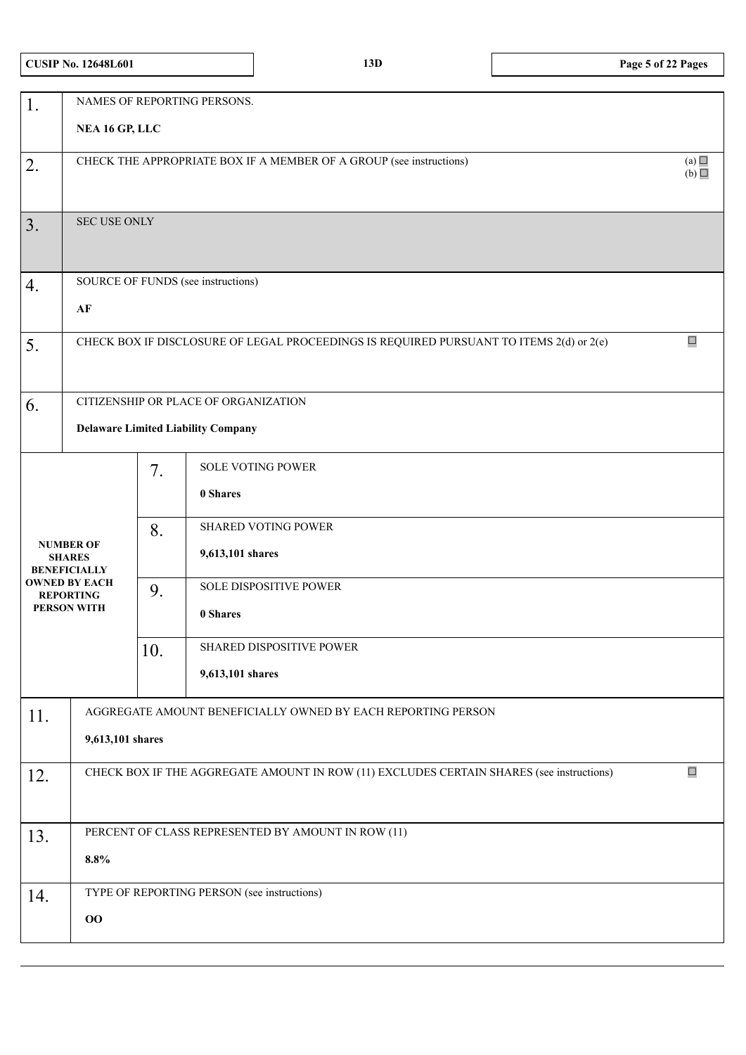CUSIP No. 12648L601 | 13D

| | | | |
|---|---|---|---|
| 1. | NAMES OF REPORTING PERSONS.<br>**NEA 16 GP, LLC** | | |
| 2. | CHECK THE APPROPRIATE BOX IF A MEMBER OF A GROUP (see instructions) (a) ☐ (b) ☐ | | |
| 3. | SEC USE ONLY | | |
| 4. | SOURCE OF FUNDS (see instructions)<br>**AF** | | |
| 5. | CHECK BOX IF DISCLOSURE OF LEGAL PROCEEDINGS IS REQUIRED PURSUANT TO ITEMS 2(d) or 2(e) ☐ | | |
| 6. | CITIZENSHIP OR PLACE OF ORGANIZATION<br>**Delaware Limited Liability Company** | | |
| NUMBER OF SHARES BENEFICIALLY OWNED BY EACH REPORTING PERSON WITH | 7. | SOLE VOTING POWER<br>**0 Shares** | |
| | 8. | SHARED VOTING POWER<br>**9,613,101 shares** | |
| | 9. | SOLE DISPOSITIVE POWER<br>**0 Shares** | |
| | 10. | SHARED DISPOSITIVE POWER<br>**9,613,101 shares** | |
| 11. | AGGREGATE AMOUNT BENEFICIALLY OWNED BY EACH REPORTING PERSON<br>**9,613,101 shares** | | |
| 12. | CHECK BOX IF THE AGGREGATE AMOUNT IN ROW (11) EXCLUDES CERTAIN SHARES (see instructions) ☐ | | |
| 13. | PERCENT OF CLASS REPRESENTED BY AMOUNT IN ROW (11)<br>**8.8%** | | |
| 14. | TYPE OF REPORTING PERSON (see instructions)<br>**OO** | | |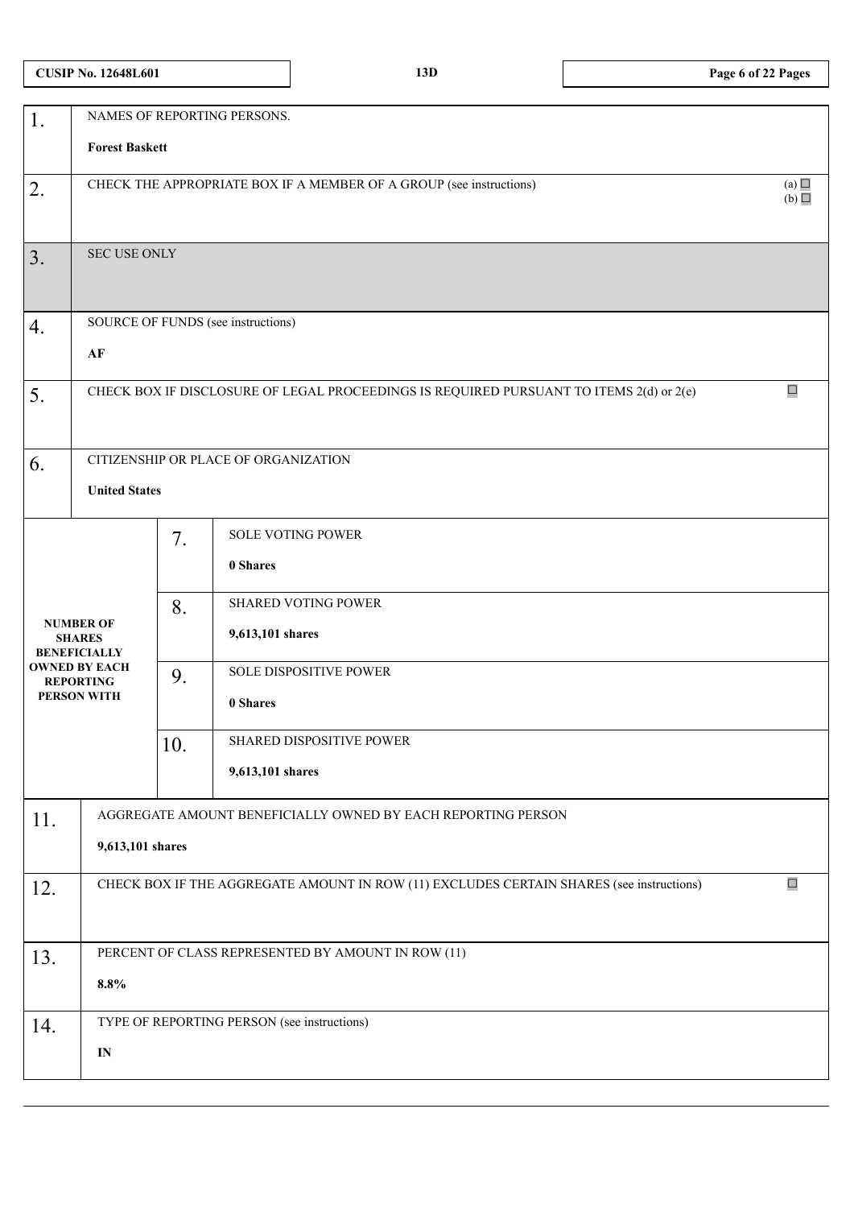| | | | |
|---|---|---|---|
| 1. | NAMES OF REPORTING PERSONS.<br><br>**Forest Baskett** | | |
| 2. | CHECK THE APPROPRIATE BOX IF A MEMBER OF A GROUP (see instructions) | | (a) ☐<br>(b) ☐ |
| 3. | SEC USE ONLY | | |
| 4. | SOURCE OF FUNDS (see instructions)<br><br>**AF** | | |
| 5. | CHECK BOX IF DISCLOSURE OF LEGAL PROCEEDINGS IS REQUIRED PURSUANT TO ITEMS 2(d) or 2(e) | | ☐ |
| 6. | CITIZENSHIP OR PLACE OF ORGANIZATION<br><br>**United States** | | |
| **NUMBER OF SHARES BENEFICIALLY OWNED BY EACH REPORTING PERSON WITH** | 7. | SOLE VOTING POWER<br><br>**0 Shares** | |
| | 8. | SHARED VOTING POWER<br><br>**9,613,101 shares** | |
| | 9. | SOLE DISPOSITIVE POWER<br><br>**0 Shares** | |
| | 10. | SHARED DISPOSITIVE POWER<br><br>**9,613,101 shares** | |
| 11. | AGGREGATE AMOUNT BENEFICIALLY OWNED BY EACH REPORTING PERSON<br><br>**9,613,101 shares** | | |
| 12. | CHECK BOX IF THE AGGREGATE AMOUNT IN ROW (11) EXCLUDES CERTAIN SHARES (see instructions) | | ☐ |
| 13. | PERCENT OF CLASS REPRESENTED BY AMOUNT IN ROW (11)<br><br>**8.8%** | | |
| 14. | TYPE OF REPORTING PERSON (see instructions)<br><br>**IN** | | |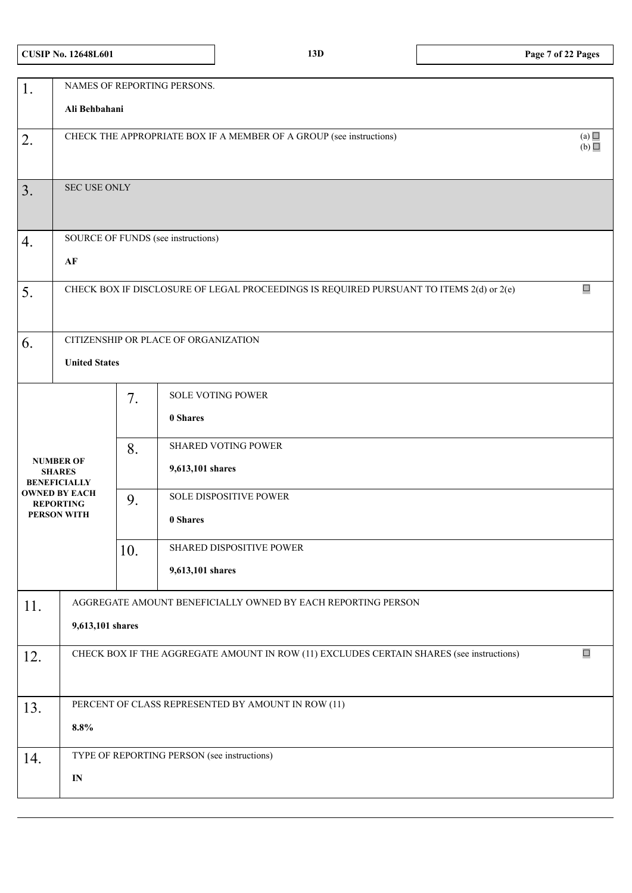| | |
|---|---|
| 1. | NAMES OF REPORTING PERSONS.<br><br>**Ali Behbahani** |
| 2. | CHECK THE APPROPRIATE BOX IF A MEMBER OF A GROUP (see instructions) (a) ☐ (b) ☐ |
| 3. | SEC USE ONLY |
| 4. | SOURCE OF FUNDS (see instructions)<br><br>**AF** |
| 5. | CHECK BOX IF DISCLOSURE OF LEGAL PROCEEDINGS IS REQUIRED PURSUANT TO ITEMS 2(d) or 2(e) ☐ |
| 6. | CITIZENSHIP OR PLACE OF ORGANIZATION<br><br>**United States** |

| NUMBER OF SHARES BENEFICIALLY OWNED BY EACH REPORTING PERSON WITH | | |
|---|---|---|
| | 7. | SOLE VOTING POWER<br><br>**0 Shares** |
| | 8. | SHARED VOTING POWER<br><br>**9,613,101 shares** |
| | 9. | SOLE DISPOSITIVE POWER<br><br>**0 Shares** |
| | 10. | SHARED DISPOSITIVE POWER<br><br>**9,613,101 shares** |

| | |
|---|---|
| 11. | AGGREGATE AMOUNT BENEFICIALLY OWNED BY EACH REPORTING PERSON<br><br>**9,613,101 shares** |
| 12. | CHECK BOX IF THE AGGREGATE AMOUNT IN ROW (11) EXCLUDES CERTAIN SHARES (see instructions) ☐ |
| 13. | PERCENT OF CLASS REPRESENTED BY AMOUNT IN ROW (11)<br><br>**8.8%** |
| 14. | TYPE OF REPORTING PERSON (see instructions)<br><br>**IN** |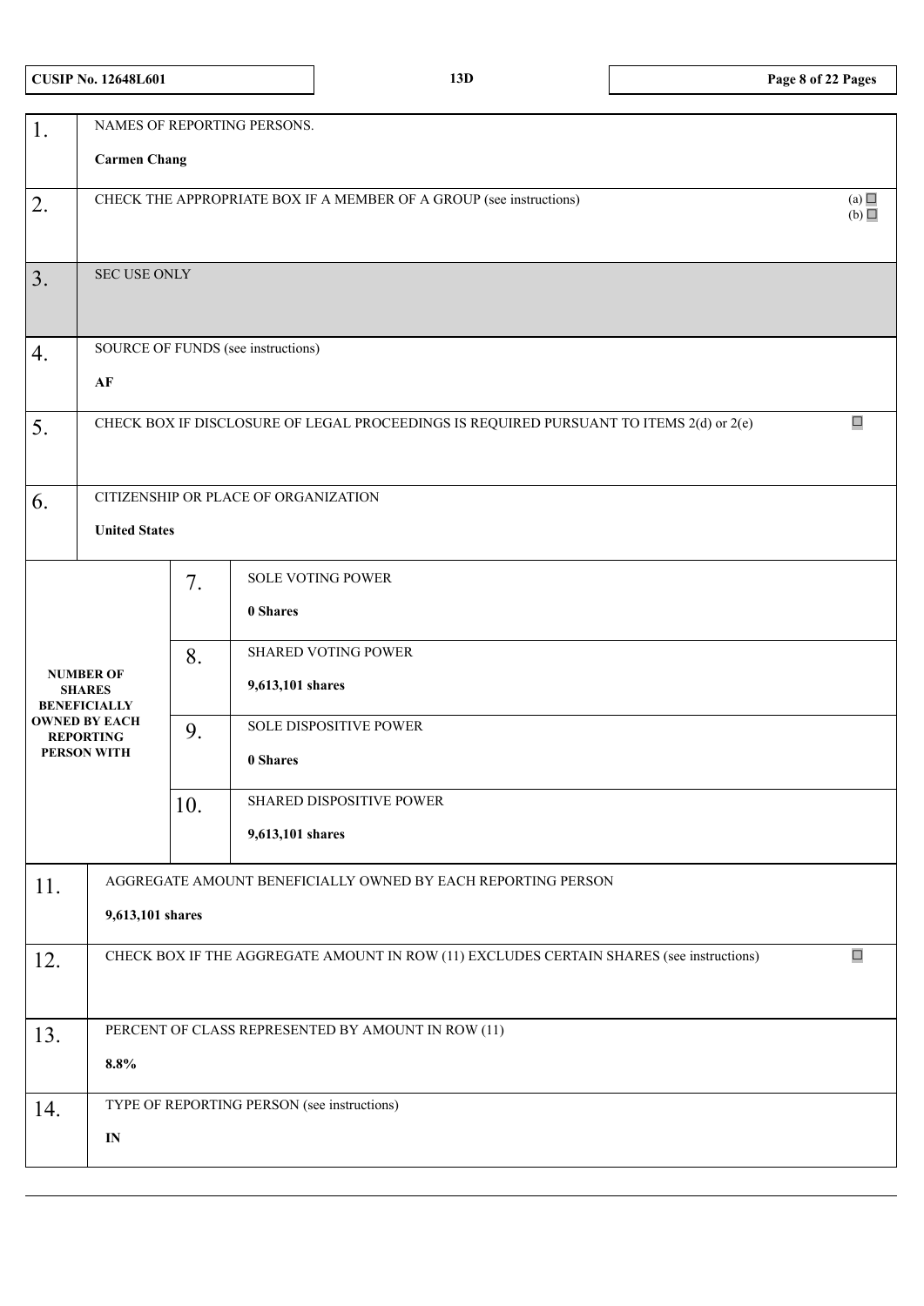CUSIP No. 12648L601 | 13D

| | | | |
|---|---|---|---|
| 1. | NAMES OF REPORTING PERSONS.<br><br>**Carmen Chang** | | |
| 2. | CHECK THE APPROPRIATE BOX IF A MEMBER OF A GROUP (see instructions) (a) ☐ (b) ☐ | | |
| 3. | SEC USE ONLY | | |
| 4. | SOURCE OF FUNDS (see instructions)<br><br>**AF** | | |
| 5. | CHECK BOX IF DISCLOSURE OF LEGAL PROCEEDINGS IS REQUIRED PURSUANT TO ITEMS 2(d) or 2(e) ☐ | | |
| 6. | CITIZENSHIP OR PLACE OF ORGANIZATION<br><br>**United States** | | |
| **NUMBER OF SHARES BENEFICIALLY OWNED BY EACH REPORTING PERSON WITH** | | 7. | SOLE VOTING POWER<br><br>**0 Shares** |
| | | 8. | SHARED VOTING POWER<br><br>**9,613,101 shares** |
| | | 9. | SOLE DISPOSITIVE POWER<br><br>**0 Shares** |
| | | 10. | SHARED DISPOSITIVE POWER<br><br>**9,613,101 shares** |
| 11. | AGGREGATE AMOUNT BENEFICIALLY OWNED BY EACH REPORTING PERSON<br><br>**9,613,101 shares** | | |
| 12. | CHECK BOX IF THE AGGREGATE AMOUNT IN ROW (11) EXCLUDES CERTAIN SHARES (see instructions) ☐ | | |
| 13. | PERCENT OF CLASS REPRESENTED BY AMOUNT IN ROW (11)<br><br>**8.8%** | | |
| 14. | TYPE OF REPORTING PERSON (see instructions)<br><br>**IN** | | |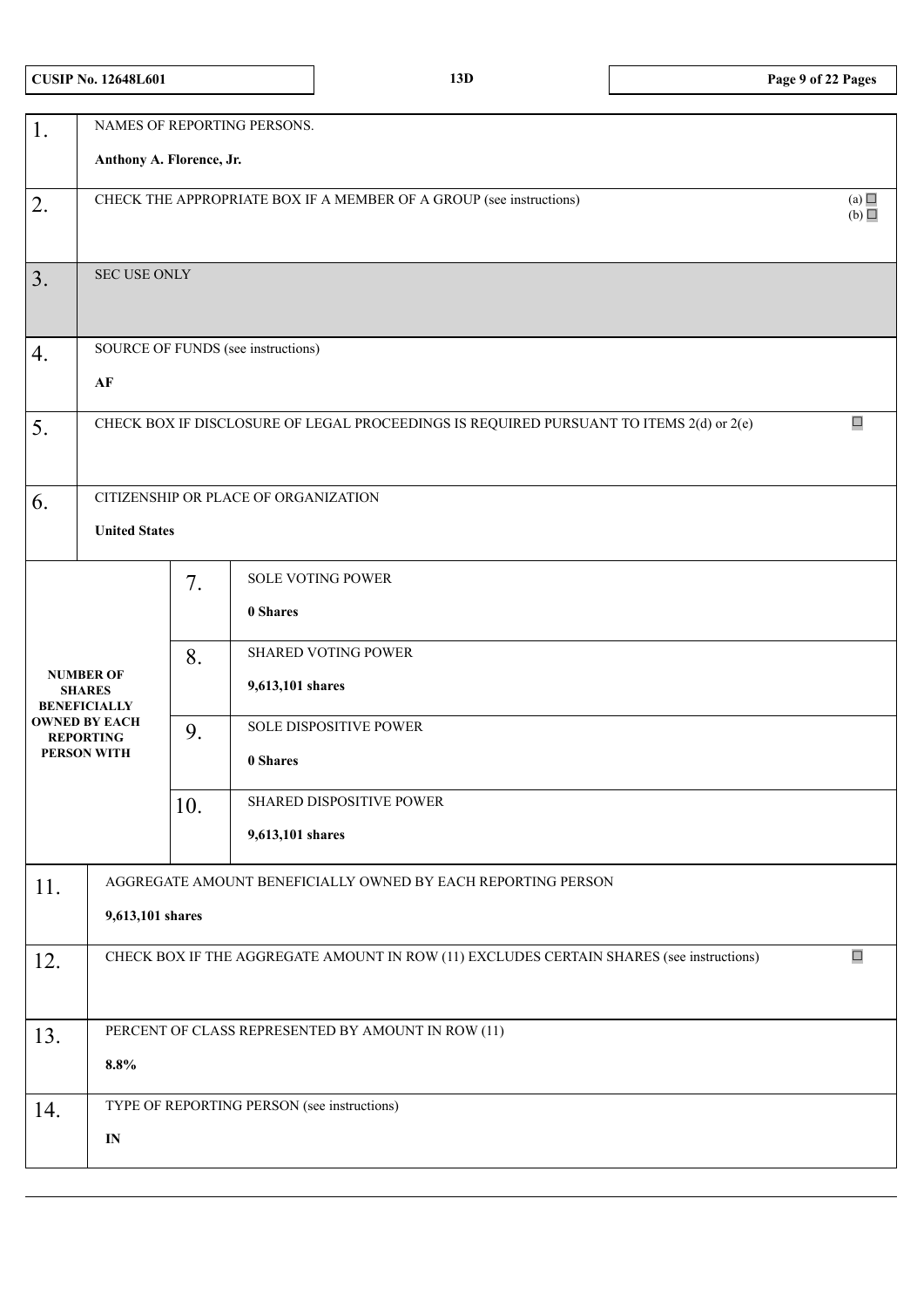| | | | |
|---|---|---|---|
| 1. | NAMES OF REPORTING PERSONS.<br><br>**Anthony A. Florence, Jr.** | | |
| 2. | CHECK THE APPROPRIATE BOX IF A MEMBER OF A GROUP (see instructions) | | (a) ☐<br>(b) ☐ |
| 3. | SEC USE ONLY | | |
| 4. | SOURCE OF FUNDS (see instructions)<br><br>**AF** | | |
| 5. | CHECK BOX IF DISCLOSURE OF LEGAL PROCEEDINGS IS REQUIRED PURSUANT TO ITEMS 2(d) or 2(e) | | ☐ |
| 6. | CITIZENSHIP OR PLACE OF ORGANIZATION<br><br>**United States** | | |
| **NUMBER OF SHARES BENEFICIALLY OWNED BY EACH REPORTING PERSON WITH** | 7. | SOLE VOTING POWER<br><br>**0 Shares** | |
| | 8. | SHARED VOTING POWER<br><br>**9,613,101 shares** | |
| | 9. | SOLE DISPOSITIVE POWER<br><br>**0 Shares** | |
| | 10. | SHARED DISPOSITIVE POWER<br><br>**9,613,101 shares** | |
| 11. | AGGREGATE AMOUNT BENEFICIALLY OWNED BY EACH REPORTING PERSON<br><br>**9,613,101 shares** | | |
| 12. | CHECK BOX IF THE AGGREGATE AMOUNT IN ROW (11) EXCLUDES CERTAIN SHARES (see instructions) | | ☐ |
| 13. | PERCENT OF CLASS REPRESENTED BY AMOUNT IN ROW (11)<br><br>**8.8%** | | |
| 14. | TYPE OF REPORTING PERSON (see instructions)<br><br>**IN** | | |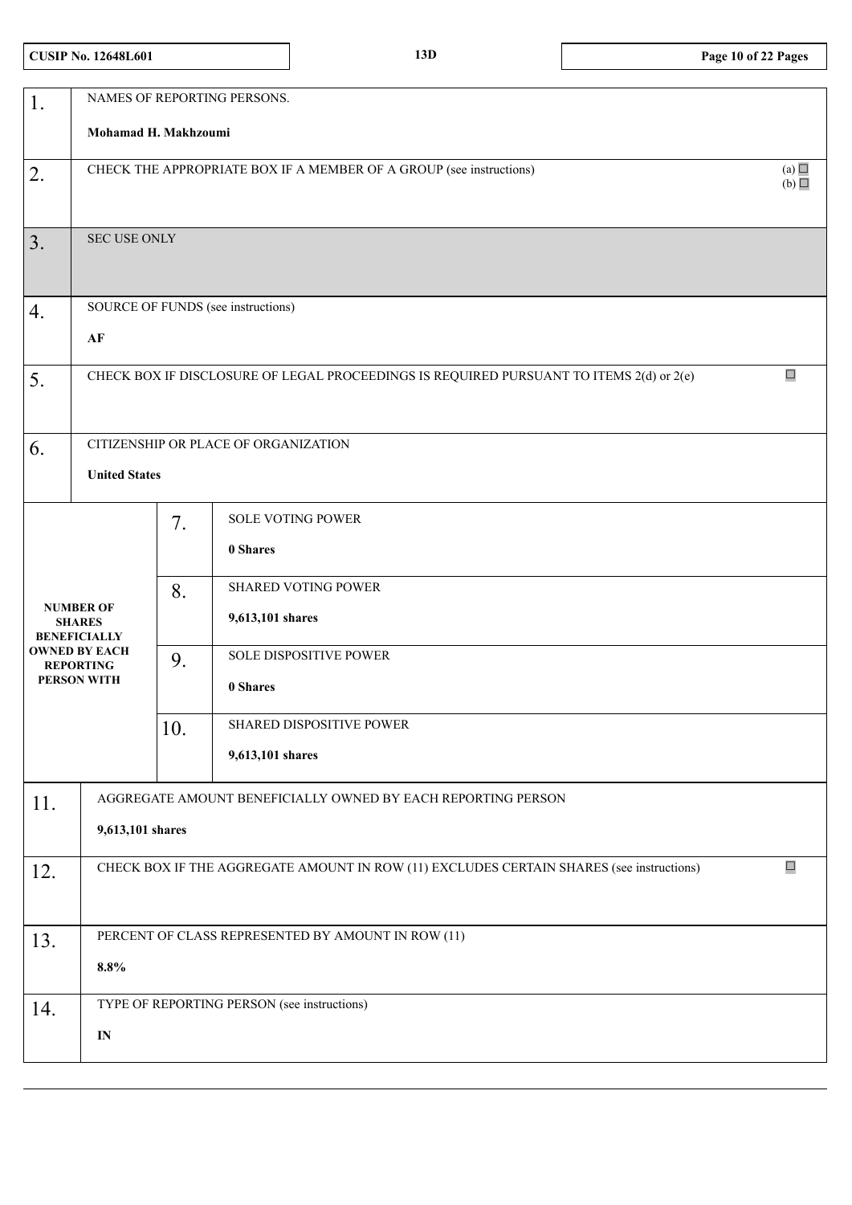| | | | |
|---|---|---|---|
| 1. | NAMES OF REPORTING PERSONS.<br><br>**Mohamad H. Makhzoumi** | | |
| 2. | CHECK THE APPROPRIATE BOX IF A MEMBER OF A GROUP (see instructions) | | (a) ☐<br>(b) ☐ |
| 3. | SEC USE ONLY | | |
| 4. | SOURCE OF FUNDS (see instructions)<br><br>**AF** | | |
| 5. | CHECK BOX IF DISCLOSURE OF LEGAL PROCEEDINGS IS REQUIRED PURSUANT TO ITEMS 2(d) or 2(e) | | ☐ |
| 6. | CITIZENSHIP OR PLACE OF ORGANIZATION<br><br>**United States** | | |
| **NUMBER OF SHARES BENEFICIALLY OWNED BY EACH REPORTING PERSON WITH** | 7. | SOLE VOTING POWER<br><br>**0 Shares** | |
| | 8. | SHARED VOTING POWER<br><br>**9,613,101 shares** | |
| | 9. | SOLE DISPOSITIVE POWER<br><br>**0 Shares** | |
| | 10. | SHARED DISPOSITIVE POWER<br><br>**9,613,101 shares** | |
| 11. | AGGREGATE AMOUNT BENEFICIALLY OWNED BY EACH REPORTING PERSON<br><br>**9,613,101 shares** | | |
| 12. | CHECK BOX IF THE AGGREGATE AMOUNT IN ROW (11) EXCLUDES CERTAIN SHARES (see instructions) | | ☐ |
| 13. | PERCENT OF CLASS REPRESENTED BY AMOUNT IN ROW (11)<br><br>**8.8%** | | |
| 14. | TYPE OF REPORTING PERSON (see instructions)<br><br>**IN** | | |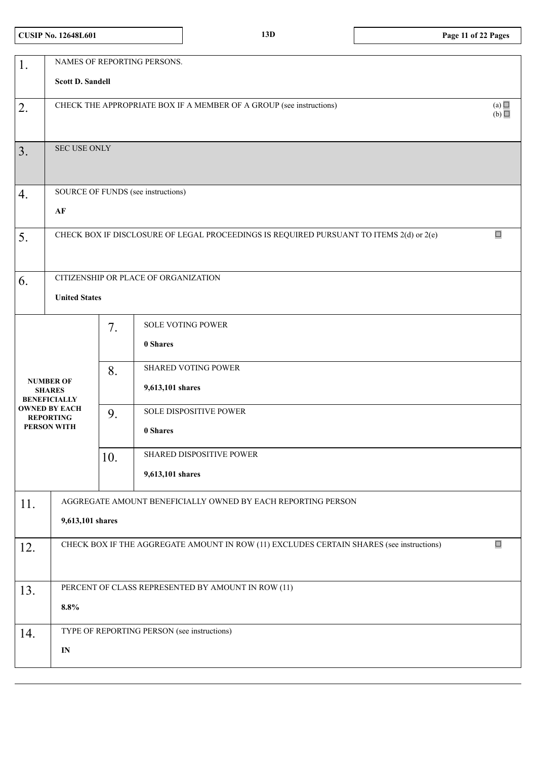| CUSIP No. 12648L601 | 13D | |
|---|---|---|

| | | | |
|---|---|---|---|
| 1. | NAMES OF REPORTING PERSONS.<br><br>**Scott D. Sandell** | | |
| 2. | CHECK THE APPROPRIATE BOX IF A MEMBER OF A GROUP (see instructions) | | (a) ☐<br>(b) ☐ |
| 3. | SEC USE ONLY | | |
| 4. | SOURCE OF FUNDS (see instructions)<br><br>**AF** | | |
| 5. | CHECK BOX IF DISCLOSURE OF LEGAL PROCEEDINGS IS REQUIRED PURSUANT TO ITEMS 2(d) or 2(e) | | ☐ |
| 6. | CITIZENSHIP OR PLACE OF ORGANIZATION<br><br>**United States** | | |
| **NUMBER OF SHARES BENEFICIALLY OWNED BY EACH REPORTING PERSON WITH** | 7. | SOLE VOTING POWER<br><br>**0 Shares** | |
| | 8. | SHARED VOTING POWER<br><br>**9,613,101 shares** | |
| | 9. | SOLE DISPOSITIVE POWER<br><br>**0 Shares** | |
| | 10. | SHARED DISPOSITIVE POWER<br><br>**9,613,101 shares** | |
| 11. | AGGREGATE AMOUNT BENEFICIALLY OWNED BY EACH REPORTING PERSON<br><br>**9,613,101 shares** | | |
| 12. | CHECK BOX IF THE AGGREGATE AMOUNT IN ROW (11) EXCLUDES CERTAIN SHARES (see instructions) | | ☐ |
| 13. | PERCENT OF CLASS REPRESENTED BY AMOUNT IN ROW (11)<br><br>**8.8%** | | |
| 14. | TYPE OF REPORTING PERSON (see instructions)<br><br>**IN** | | |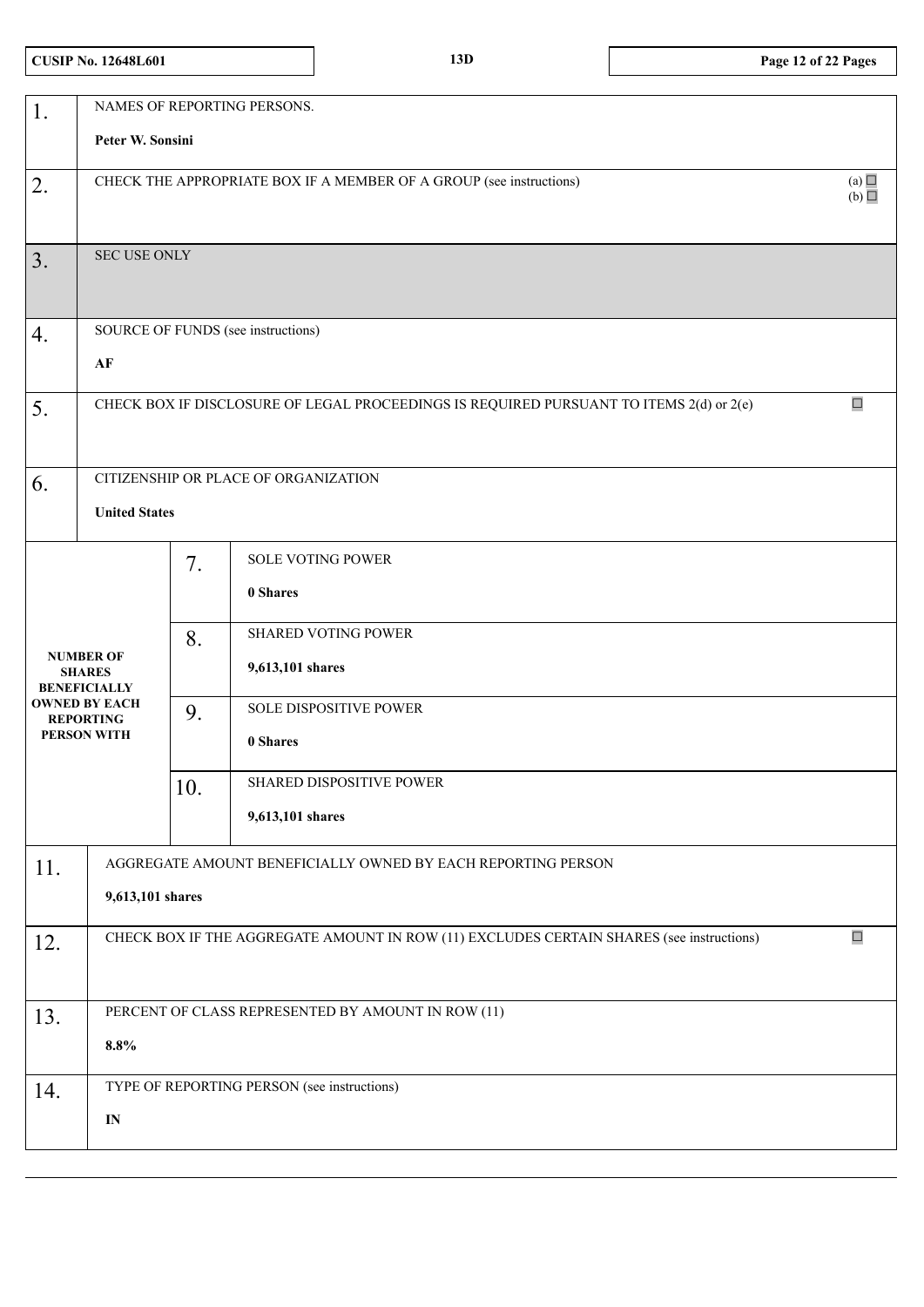**CUSIP No. 12648L601** | **13D**

| | | | |
|---|---|---|---|
| 1. | NAMES OF REPORTING PERSONS.<br><br>**Peter W. Sonsini** | | |
| 2. | CHECK THE APPROPRIATE BOX IF A MEMBER OF A GROUP (see instructions) (a) ☐ (b) ☐ | | |
| 3. | SEC USE ONLY | | |
| 4. | SOURCE OF FUNDS (see instructions)<br><br>**AF** | | |
| 5. | CHECK BOX IF DISCLOSURE OF LEGAL PROCEEDINGS IS REQUIRED PURSUANT TO ITEMS 2(d) or 2(e) ☐ | | |
| 6. | CITIZENSHIP OR PLACE OF ORGANIZATION<br><br>**United States** | | |
| **NUMBER OF SHARES BENEFICIALLY OWNED BY EACH REPORTING PERSON WITH** | | 7. | SOLE VOTING POWER<br><br>**0 Shares** |
| | | 8. | SHARED VOTING POWER<br><br>**9,613,101 shares** |
| | | 9. | SOLE DISPOSITIVE POWER<br><br>**0 Shares** |
| | | 10. | SHARED DISPOSITIVE POWER<br><br>**9,613,101 shares** |
| 11. | AGGREGATE AMOUNT BENEFICIALLY OWNED BY EACH REPORTING PERSON<br><br>**9,613,101 shares** | | |
| 12. | CHECK BOX IF THE AGGREGATE AMOUNT IN ROW (11) EXCLUDES CERTAIN SHARES (see instructions) ☐ | | |
| 13. | PERCENT OF CLASS REPRESENTED BY AMOUNT IN ROW (11)<br><br>**8.8%** | | |
| 14. | TYPE OF REPORTING PERSON (see instructions)<br><br>**IN** | | |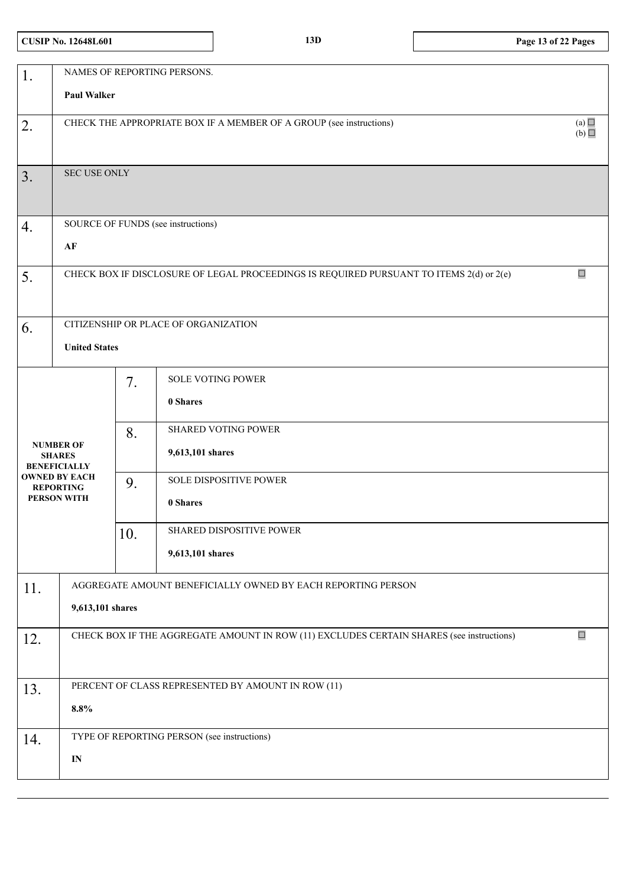| CUSIP No. 12648L601 | 13D |
|---|---|

| | | | |
|---|---|---|---|
| 1. | NAMES OF REPORTING PERSONS.<br><br>**Paul Walker** | | |
| 2. | CHECK THE APPROPRIATE BOX IF A MEMBER OF A GROUP (see instructions) (a) ☐ (b) ☐ | | |
| 3. | SEC USE ONLY | | |
| 4. | SOURCE OF FUNDS (see instructions)<br><br>**AF** | | |
| 5. | CHECK BOX IF DISCLOSURE OF LEGAL PROCEEDINGS IS REQUIRED PURSUANT TO ITEMS 2(d) or 2(e) ☐ | | |
| 6. | CITIZENSHIP OR PLACE OF ORGANIZATION<br><br>**United States** | | |
| **NUMBER OF SHARES BENEFICIALLY OWNED BY EACH REPORTING PERSON WITH** | | 7. | SOLE VOTING POWER<br><br>**0 Shares** |
| | | 8. | SHARED VOTING POWER<br><br>**9,613,101 shares** |
| | | 9. | SOLE DISPOSITIVE POWER<br><br>**0 Shares** |
| | | 10. | SHARED DISPOSITIVE POWER<br><br>**9,613,101 shares** |
| 11. | AGGREGATE AMOUNT BENEFICIALLY OWNED BY EACH REPORTING PERSON<br><br>**9,613,101 shares** | | |
| 12. | CHECK BOX IF THE AGGREGATE AMOUNT IN ROW (11) EXCLUDES CERTAIN SHARES (see instructions) ☐ | | |
| 13. | PERCENT OF CLASS REPRESENTED BY AMOUNT IN ROW (11)<br><br>**8.8%** | | |
| 14. | TYPE OF REPORTING PERSON (see instructions)<br><br>**IN** | | |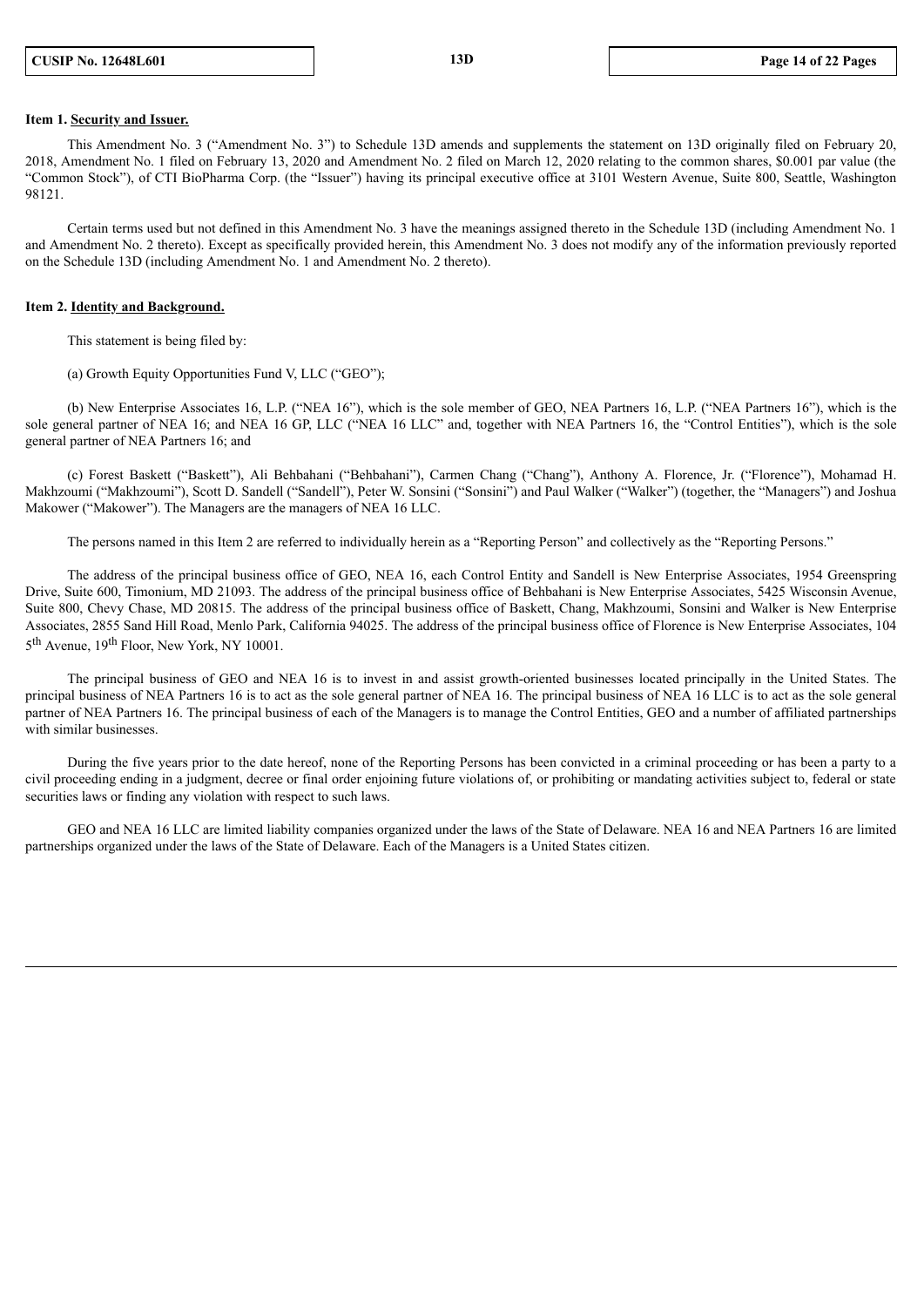**Item 1. Security and Issuer.**

This Amendment No. 3 ("Amendment No. 3") to Schedule 13D amends and supplements the statement on 13D originally filed on February 20, 2018, Amendment No. 1 filed on February 13, 2020 and Amendment No. 2 filed on March 12, 2020 relating to the common shares, $0.001 par value (the "Common Stock"), of CTI BioPharma Corp. (the "Issuer") having its principal executive office at 3101 Western Avenue, Suite 800, Seattle, Washington 98121.

Certain terms used but not defined in this Amendment No. 3 have the meanings assigned thereto in the Schedule 13D (including Amendment No. 1 and Amendment No. 2 thereto). Except as specifically provided herein, this Amendment No. 3 does not modify any of the information previously reported on the Schedule 13D (including Amendment No. 1 and Amendment No. 2 thereto).

**Item 2. Identity and Background.**

This statement is being filed by:

(a) Growth Equity Opportunities Fund V, LLC ("GEO");

(b) New Enterprise Associates 16, L.P. ("NEA 16"), which is the sole member of GEO, NEA Partners 16, L.P. ("NEA Partners 16"), which is the sole general partner of NEA 16; and NEA 16 GP, LLC ("NEA 16 LLC" and, together with NEA Partners 16, the "Control Entities"), which is the sole general partner of NEA Partners 16; and

(c) Forest Baskett ("Baskett"), Ali Behbahani ("Behbahani"), Carmen Chang ("Chang"), Anthony A. Florence, Jr. ("Florence"), Mohamad H. Makhzoumi ("Makhzoumi"), Scott D. Sandell ("Sandell"), Peter W. Sonsini ("Sonsini") and Paul Walker ("Walker") (together, the "Managers") and Joshua Makower ("Makower"). The Managers are the managers of NEA 16 LLC.

The persons named in this Item 2 are referred to individually herein as a "Reporting Person" and collectively as the "Reporting Persons."

The address of the principal business office of GEO, NEA 16, each Control Entity and Sandell is New Enterprise Associates, 1954 Greenspring Drive, Suite 600, Timonium, MD 21093. The address of the principal business office of Behbahani is New Enterprise Associates, 5425 Wisconsin Avenue, Suite 800, Chevy Chase, MD 20815. The address of the principal business office of Baskett, Chang, Makhzoumi, Sonsini and Walker is New Enterprise Associates, 2855 Sand Hill Road, Menlo Park, California 94025. The address of the principal business office of Florence is New Enterprise Associates, 104 5th Avenue, 19th Floor, New York, NY 10001.

The principal business of GEO and NEA 16 is to invest in and assist growth-oriented businesses located principally in the United States. The principal business of NEA Partners 16 is to act as the sole general partner of NEA 16. The principal business of NEA 16 LLC is to act as the sole general partner of NEA Partners 16. The principal business of each of the Managers is to manage the Control Entities, GEO and a number of affiliated partnerships with similar businesses.

During the five years prior to the date hereof, none of the Reporting Persons has been convicted in a criminal proceeding or has been a party to a civil proceeding ending in a judgment, decree or final order enjoining future violations of, or prohibiting or mandating activities subject to, federal or state securities laws or finding any violation with respect to such laws.

GEO and NEA 16 LLC are limited liability companies organized under the laws of the State of Delaware. NEA 16 and NEA Partners 16 are limited partnerships organized under the laws of the State of Delaware. Each of the Managers is a United States citizen.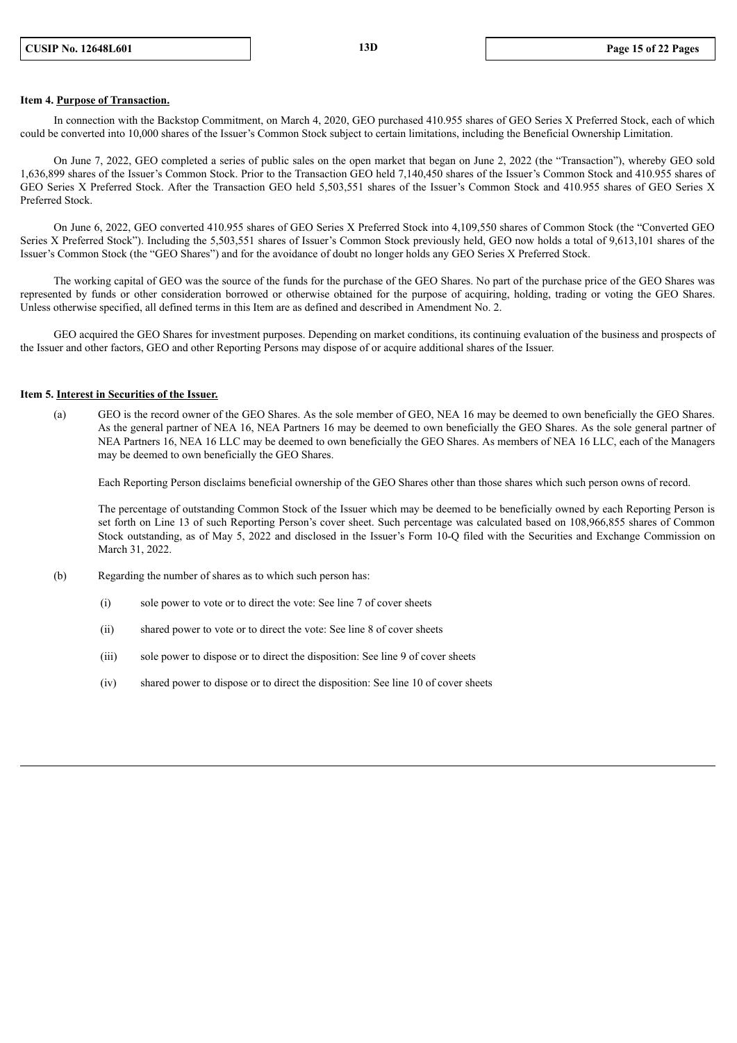**Item 4. Purpose of Transaction.**

In connection with the Backstop Commitment, on March 4, 2020, GEO purchased 410.955 shares of GEO Series X Preferred Stock, each of which could be converted into 10,000 shares of the Issuer's Common Stock subject to certain limitations, including the Beneficial Ownership Limitation.

On June 7, 2022, GEO completed a series of public sales on the open market that began on June 2, 2022 (the "Transaction"), whereby GEO sold 1,636,899 shares of the Issuer's Common Stock. Prior to the Transaction GEO held 7,140,450 shares of the Issuer's Common Stock and 410.955 shares of GEO Series X Preferred Stock. After the Transaction GEO held 5,503,551 shares of the Issuer's Common Stock and 410.955 shares of GEO Series X Preferred Stock.

On June 6, 2022, GEO converted 410.955 shares of GEO Series X Preferred Stock into 4,109,550 shares of Common Stock (the "Converted GEO Series X Preferred Stock"). Including the 5,503,551 shares of Issuer's Common Stock previously held, GEO now holds a total of 9,613,101 shares of the Issuer's Common Stock (the "GEO Shares") and for the avoidance of doubt no longer holds any GEO Series X Preferred Stock.

The working capital of GEO was the source of the funds for the purchase of the GEO Shares. No part of the purchase price of the GEO Shares was represented by funds or other consideration borrowed or otherwise obtained for the purpose of acquiring, holding, trading or voting the GEO Shares. Unless otherwise specified, all defined terms in this Item are as defined and described in Amendment No. 2.

GEO acquired the GEO Shares for investment purposes. Depending on market conditions, its continuing evaluation of the business and prospects of the Issuer and other factors, GEO and other Reporting Persons may dispose of or acquire additional shares of the Issuer.

**Item 5. Interest in Securities of the Issuer.**

(a) GEO is the record owner of the GEO Shares. As the sole member of GEO, NEA 16 may be deemed to own beneficially the GEO Shares. As the general partner of NEA 16, NEA Partners 16 may be deemed to own beneficially the GEO Shares. As the sole general partner of NEA Partners 16, NEA 16 LLC may be deemed to own beneficially the GEO Shares. As members of NEA 16 LLC, each of the Managers may be deemed to own beneficially the GEO Shares.

Each Reporting Person disclaims beneficial ownership of the GEO Shares other than those shares which such person owns of record.

The percentage of outstanding Common Stock of the Issuer which may be deemed to be beneficially owned by each Reporting Person is set forth on Line 13 of such Reporting Person's cover sheet. Such percentage was calculated based on 108,966,855 shares of Common Stock outstanding, as of May 5, 2022 and disclosed in the Issuer's Form 10-Q filed with the Securities and Exchange Commission on March 31, 2022.

(b) Regarding the number of shares as to which such person has:

(i) sole power to vote or to direct the vote: See line 7 of cover sheets

(ii) shared power to vote or to direct the vote: See line 8 of cover sheets

(iii) sole power to dispose or to direct the disposition: See line 9 of cover sheets

(iv) shared power to dispose or to direct the disposition: See line 10 of cover sheets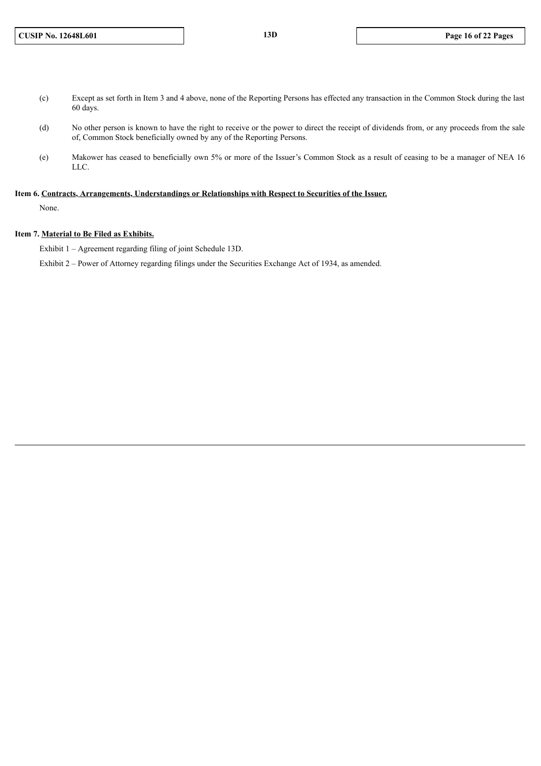(c) Except as set forth in Item 3 and 4 above, none of the Reporting Persons has effected any transaction in the Common Stock during the last 60 days.

(d) No other person is known to have the right to receive or the power to direct the receipt of dividends from, or any proceeds from the sale of, Common Stock beneficially owned by any of the Reporting Persons.

(e) Makower has ceased to beneficially own 5% or more of the Issuer's Common Stock as a result of ceasing to be a manager of NEA 16 LLC.

**Item 6. Contracts, Arrangements, Understandings or Relationships with Respect to Securities of the Issuer.**

None.

**Item 7. Material to Be Filed as Exhibits.**

Exhibit 1 – Agreement regarding filing of joint Schedule 13D.

Exhibit 2 – Power of Attorney regarding filings under the Securities Exchange Act of 1934, as amended.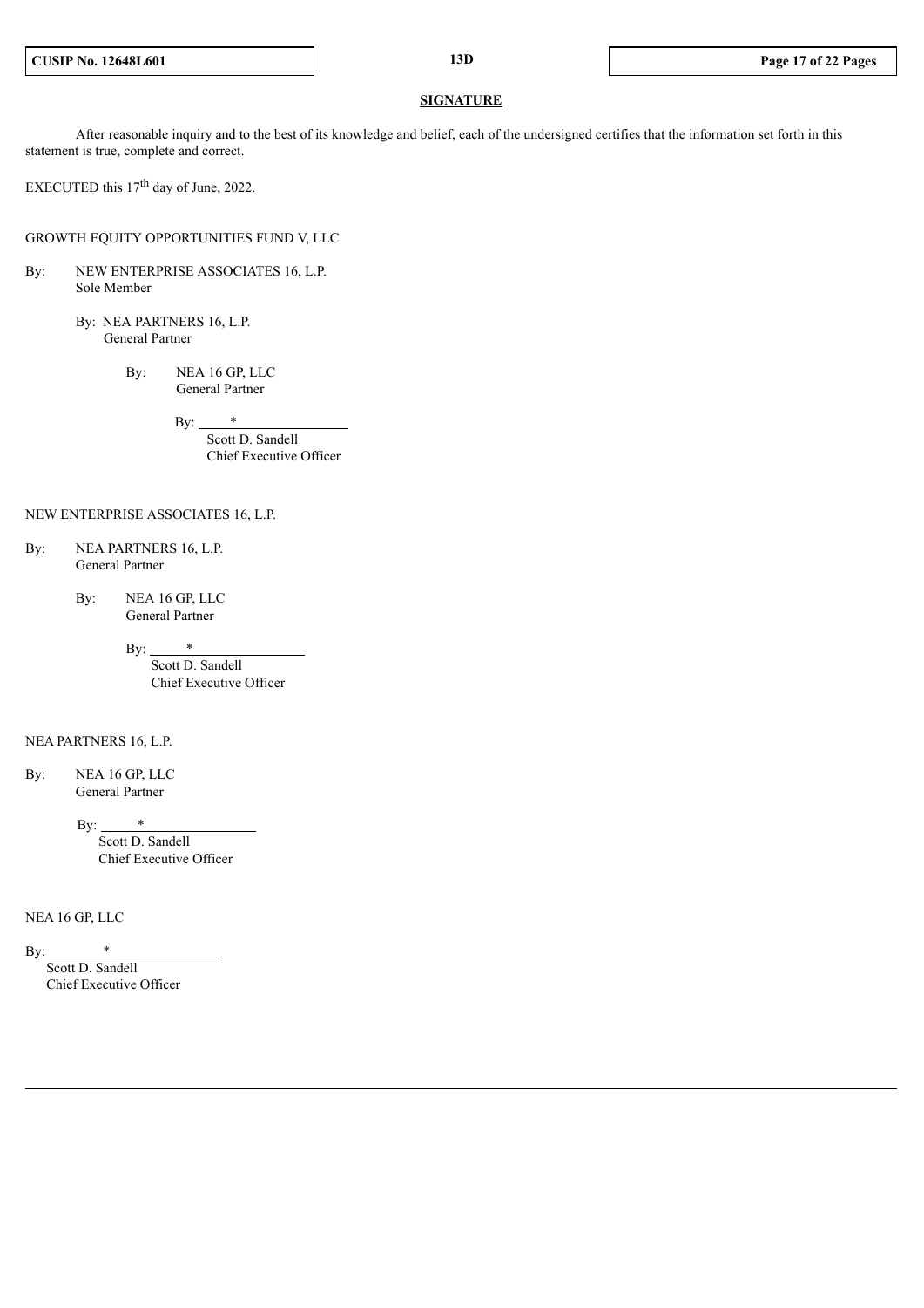**SIGNATURE**

After reasonable inquiry and to the best of its knowledge and belief, each of the undersigned certifies that the information set forth in this statement is true, complete and correct.

EXECUTED this 17th day of June, 2022.

GROWTH EQUITY OPPORTUNITIES FUND V, LLC

By: NEW ENTERPRISE ASSOCIATES 16, L.P.
Sole Member

By: NEA PARTNERS 16, L.P.
General Partner

By: NEA 16 GP, LLC
General Partner

By: *
Scott D. Sandell
Chief Executive Officer

NEW ENTERPRISE ASSOCIATES 16, L.P.

By: NEA PARTNERS 16, L.P.
General Partner

By: NEA 16 GP, LLC
General Partner

By: *
Scott D. Sandell
Chief Executive Officer

NEA PARTNERS 16, L.P.

By: NEA 16 GP, LLC
General Partner

By: *
Scott D. Sandell
Chief Executive Officer

NEA 16 GP, LLC

By: *
Scott D. Sandell
Chief Executive Officer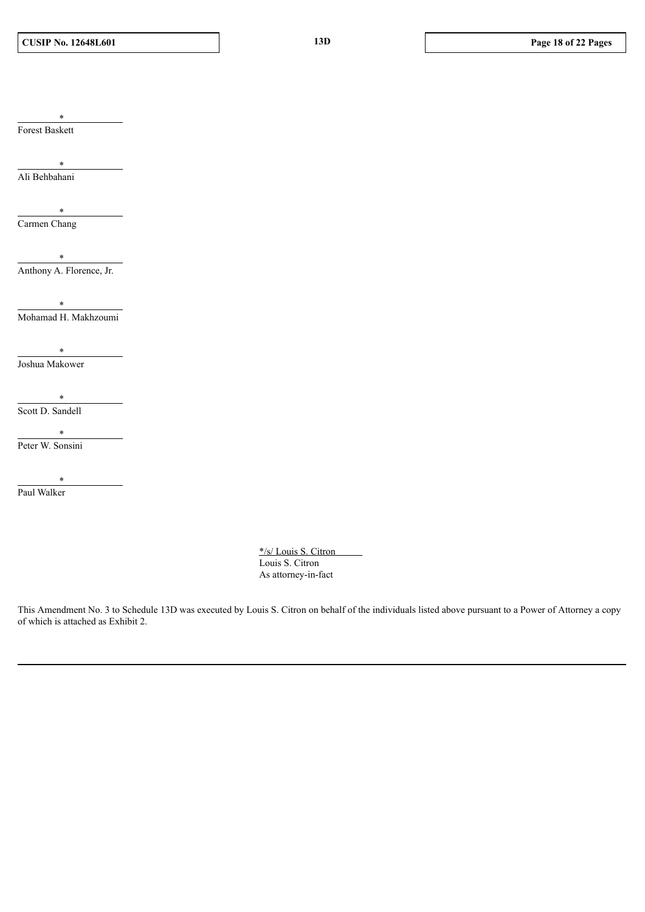\*
Forest Baskett

\*
Ali Behbahani

\*
Carmen Chang

\*
Anthony A. Florence, Jr.

\*
Mohamad H. Makhzoumi

\*
Joshua Makower

\*
Scott D. Sandell

\*
Peter W. Sonsini

\*
Paul Walker

\*/s/ Louis S. Citron
Louis S. Citron
As attorney-in-fact

This Amendment No. 3 to Schedule 13D was executed by Louis S. Citron on behalf of the individuals listed above pursuant to a Power of Attorney a copy of which is attached as Exhibit 2.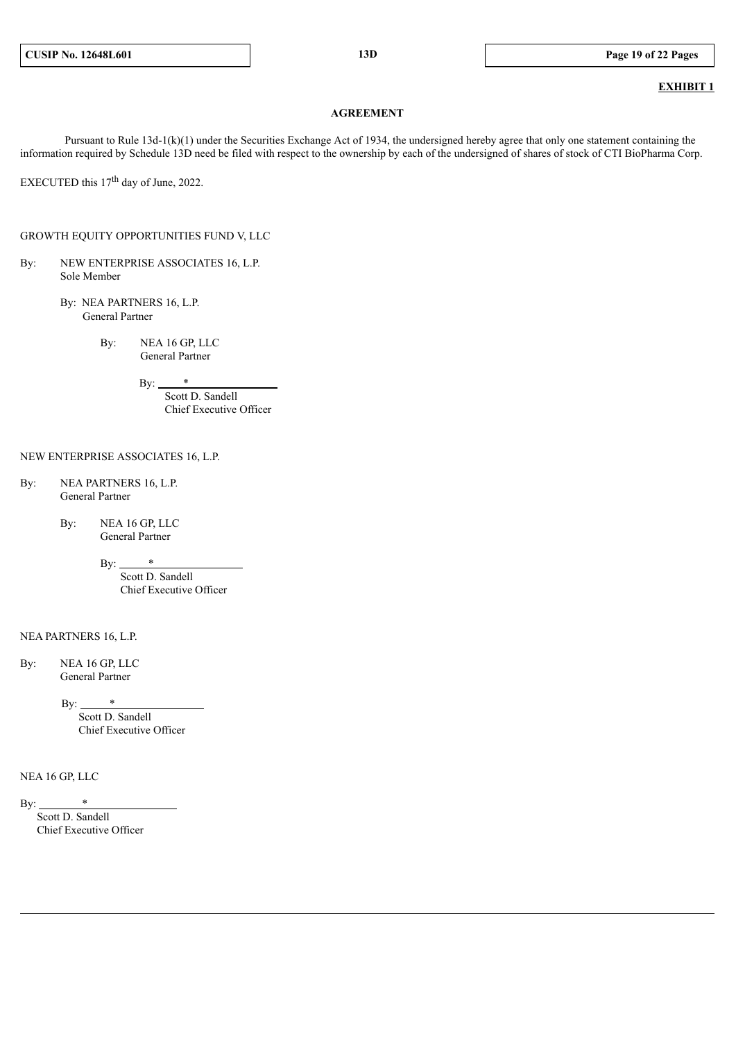**EXHIBIT 1**

**AGREEMENT**

Pursuant to Rule 13d-1(k)(1) under the Securities Exchange Act of 1934, the undersigned hereby agree that only one statement containing the information required by Schedule 13D need be filed with respect to the ownership by each of the undersigned of shares of stock of CTI BioPharma Corp.

EXECUTED this 17th day of June, 2022.

GROWTH EQUITY OPPORTUNITIES FUND V, LLC

By: NEW ENTERPRISE ASSOCIATES 16, L.P.
Sole Member

By: NEA PARTNERS 16, L.P.
General Partner

By: NEA 16 GP, LLC
General Partner

By: *
Scott D. Sandell
Chief Executive Officer

NEW ENTERPRISE ASSOCIATES 16, L.P.

By: NEA PARTNERS 16, L.P.
General Partner

By: NEA 16 GP, LLC
General Partner

By: *
Scott D. Sandell
Chief Executive Officer

NEA PARTNERS 16, L.P.

By: NEA 16 GP, LLC
General Partner

By: *
Scott D. Sandell
Chief Executive Officer

NEA 16 GP, LLC

By: *
Scott D. Sandell
Chief Executive Officer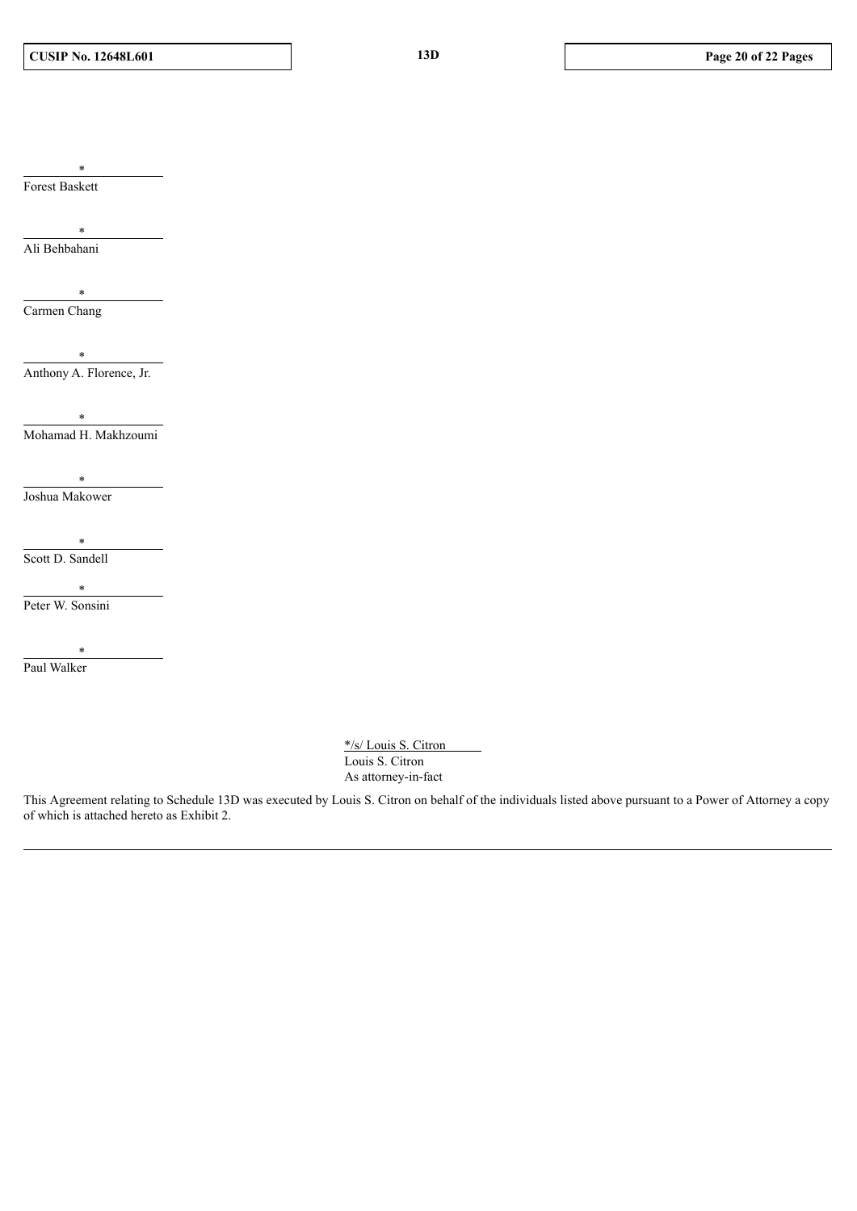*
Forest Baskett

*
Ali Behbahani

*
Carmen Chang

*
Anthony A. Florence, Jr.

*
Mohamad H. Makhzoumi

*
Joshua Makower

*
Scott D. Sandell

*
Peter W. Sonsini

*
Paul Walker

*/s/ Louis S. Citron
Louis S. Citron
As attorney-in-fact

This Agreement relating to Schedule 13D was executed by Louis S. Citron on behalf of the individuals listed above pursuant to a Power of Attorney a copy of which is attached hereto as Exhibit 2.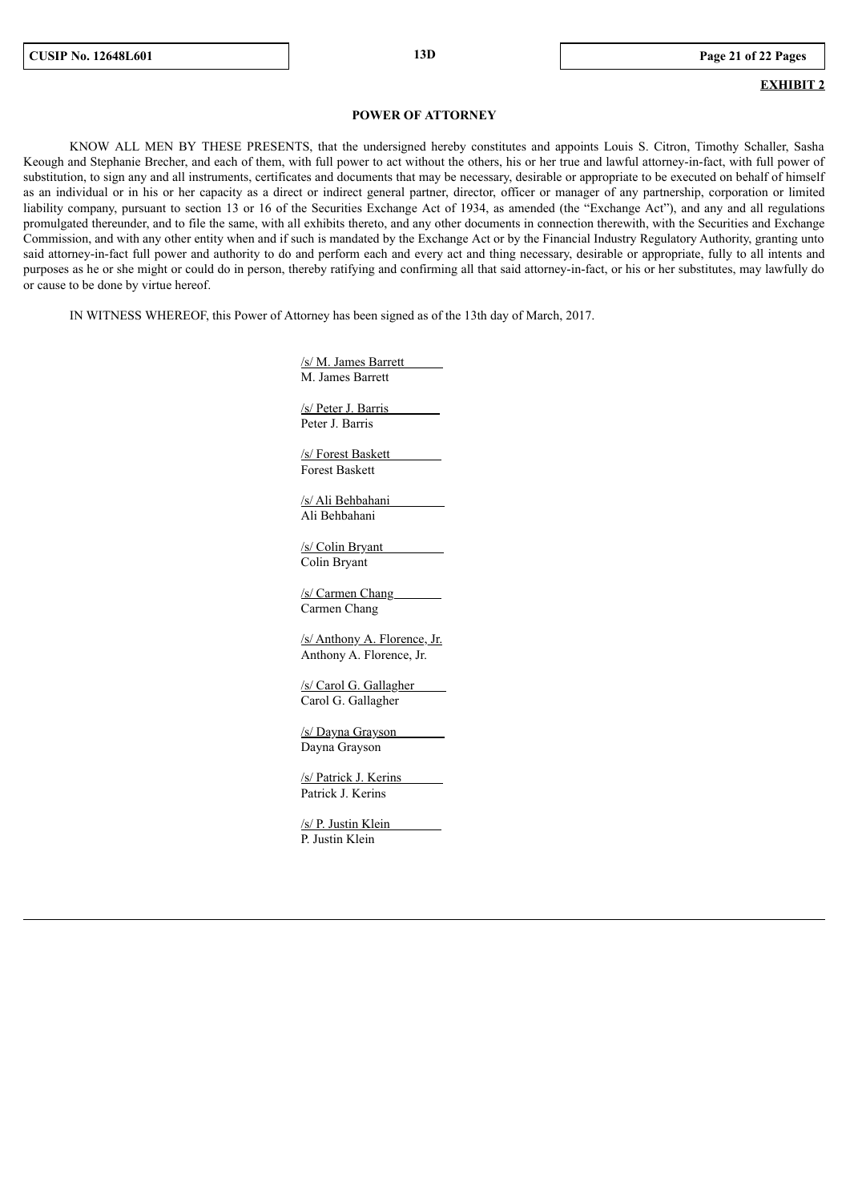**EXHIBIT 2**

**POWER OF ATTORNEY**

KNOW ALL MEN BY THESE PRESENTS, that the undersigned hereby constitutes and appoints Louis S. Citron, Timothy Schaller, Sasha Keough and Stephanie Brecher, and each of them, with full power to act without the others, his or her true and lawful attorney-in-fact, with full power of substitution, to sign any and all instruments, certificates and documents that may be necessary, desirable or appropriate to be executed on behalf of himself as an individual or in his or her capacity as a direct or indirect general partner, director, officer or manager of any partnership, corporation or limited liability company, pursuant to section 13 or 16 of the Securities Exchange Act of 1934, as amended (the "Exchange Act"), and any and all regulations promulgated thereunder, and to file the same, with all exhibits thereto, and any other documents in connection therewith, with the Securities and Exchange Commission, and with any other entity when and if such is mandated by the Exchange Act or by the Financial Industry Regulatory Authority, granting unto said attorney-in-fact full power and authority to do and perform each and every act and thing necessary, desirable or appropriate, fully to all intents and purposes as he or she might or could do in person, thereby ratifying and confirming all that said attorney-in-fact, or his or her substitutes, may lawfully do or cause to be done by virtue hereof.

IN WITNESS WHEREOF, this Power of Attorney has been signed as of the 13th day of March, 2017.

/s/ M. James Barrett
M. James Barrett

/s/ Peter J. Barris
Peter J. Barris

/s/ Forest Baskett
Forest Baskett

/s/ Ali Behbahani
Ali Behbahani

/s/ Colin Bryant
Colin Bryant

/s/ Carmen Chang
Carmen Chang

/s/ Anthony A. Florence, Jr.
Anthony A. Florence, Jr.

/s/ Carol G. Gallagher
Carol G. Gallagher

/s/ Dayna Grayson
Dayna Grayson

/s/ Patrick J. Kerins
Patrick J. Kerins

/s/ P. Justin Klein
P. Justin Klein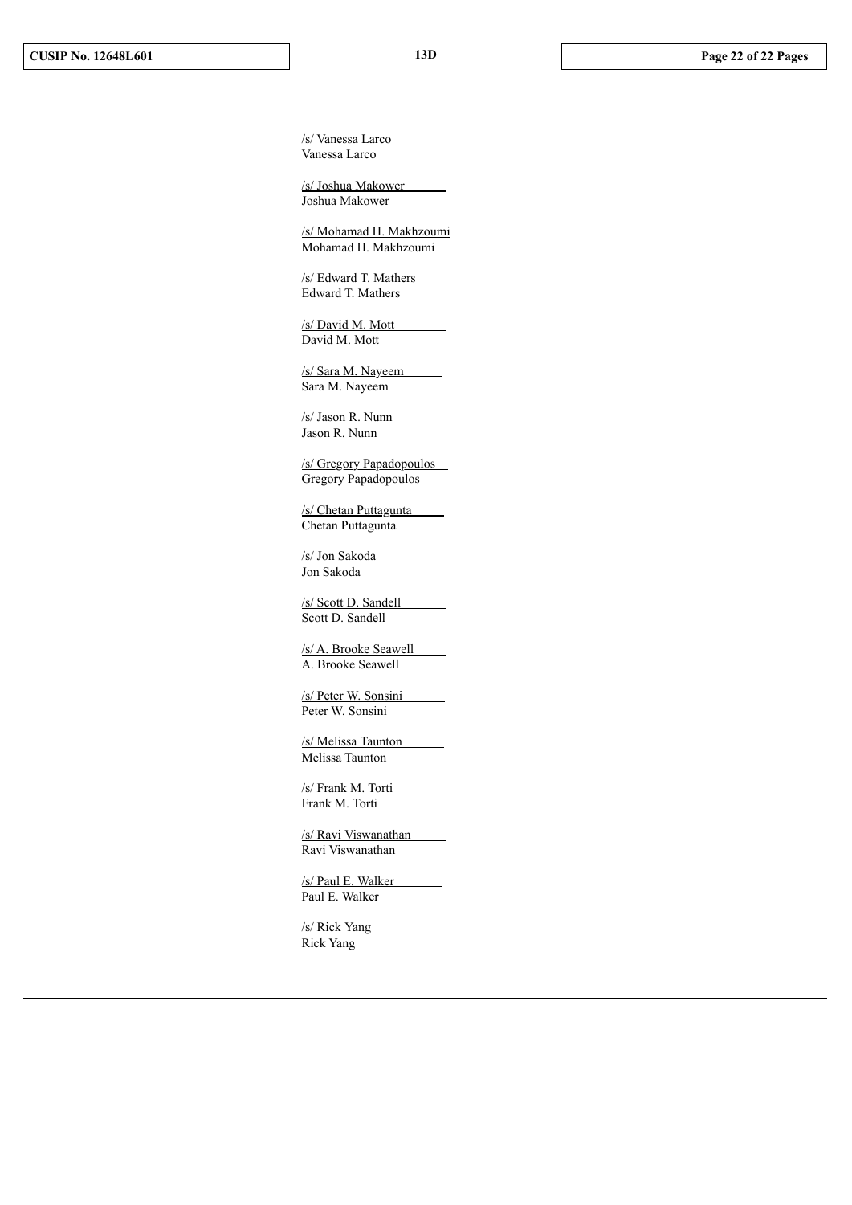/s/ Vanessa Larco
Vanessa Larco

/s/ Joshua Makower
Joshua Makower

/s/ Mohamad H. Makhzoumi
Mohamad H. Makhzoumi

/s/ Edward T. Mathers
Edward T. Mathers

/s/ David M. Mott
David M. Mott

/s/ Sara M. Nayeem
Sara M. Nayeem

/s/ Jason R. Nunn
Jason R. Nunn

/s/ Gregory Papadopoulos
Gregory Papadopoulos

/s/ Chetan Puttagunta
Chetan Puttagunta

/s/ Jon Sakoda
Jon Sakoda

/s/ Scott D. Sandell
Scott D. Sandell

/s/ A. Brooke Seawell
A. Brooke Seawell

/s/ Peter W. Sonsini
Peter W. Sonsini

/s/ Melissa Taunton
Melissa Taunton

/s/ Frank M. Torti
Frank M. Torti

/s/ Ravi Viswanathan
Ravi Viswanathan

/s/ Paul E. Walker
Paul E. Walker

/s/ Rick Yang
Rick Yang